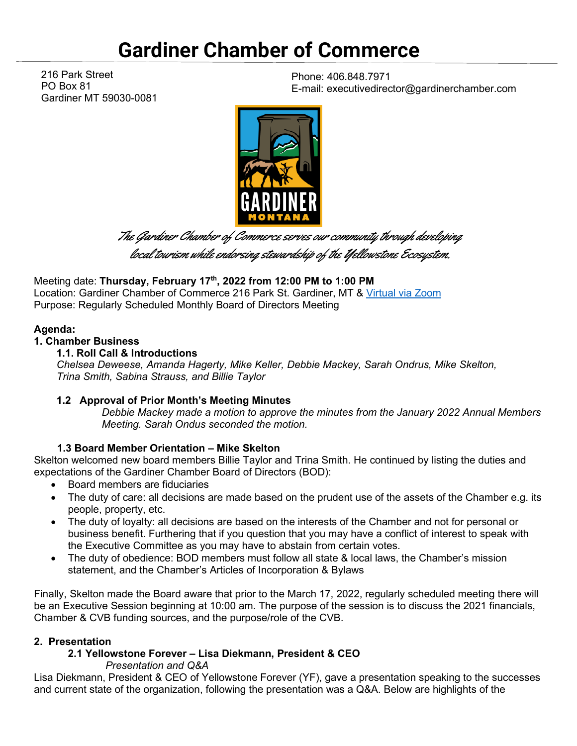# Gardiner Chamber of Commerce

216 Park Street
PO Box 81
Gardiner MT 59030-0081

Phone: 406.848.7971
E-mail: executivedirector@gardinerchamber.com

*The Gardiner Chamber of Commerce serves our community through developing local tourism while endorsing stewardship of the Yellowstone Ecosystem.*

Meeting date: **Thursday, February 17th, 2022 from 12:00 PM to 1:00 PM**
Location: Gardiner Chamber of Commerce 216 Park St. Gardiner, MT & [Virtual via Zoom]()
Purpose: Regularly Scheduled Monthly Board of Directors Meeting

**Agenda:**

**1. Chamber Business**

**1.1. Roll Call & Introductions**

*Chelsea Deweese, Amanda Hagerty, Mike Keller, Debbie Mackey, Sarah Ondrus, Mike Skelton, Trina Smith, Sabina Strauss, and Billie Taylor*

**1.2 Approval of Prior Month's Meeting Minutes**

*Debbie Mackey made a motion to approve the minutes from the January 2022 Annual Members Meeting. Sarah Ondus seconded the motion.*

**1.3 Board Member Orientation – Mike Skelton**

Skelton welcomed new board members Billie Taylor and Trina Smith. He continued by listing the duties and expectations of the Gardiner Chamber Board of Directors (BOD):

- Board members are fiduciaries
- The duty of care: all decisions are made based on the prudent use of the assets of the Chamber e.g. its people, property, etc.
- The duty of loyalty: all decisions are based on the interests of the Chamber and not for personal or business benefit. Furthering that if you question that you may have a conflict of interest to speak with the Executive Committee as you may have to abstain from certain votes.
- The duty of obedience: BOD members must follow all state & local laws, the Chamber's mission statement, and the Chamber's Articles of Incorporation & Bylaws

Finally, Skelton made the Board aware that prior to the March 17, 2022, regularly scheduled meeting there will be an Executive Session beginning at 10:00 am. The purpose of the session is to discuss the 2021 financials, Chamber & CVB funding sources, and the purpose/role of the CVB.

**2. Presentation**

**2.1 Yellowstone Forever – Lisa Diekmann, President & CEO**

*Presentation and Q&A*

Lisa Diekmann, President & CEO of Yellowstone Forever (YF), gave a presentation speaking to the successes and current state of the organization, following the presentation was a Q&A. Below are highlights of the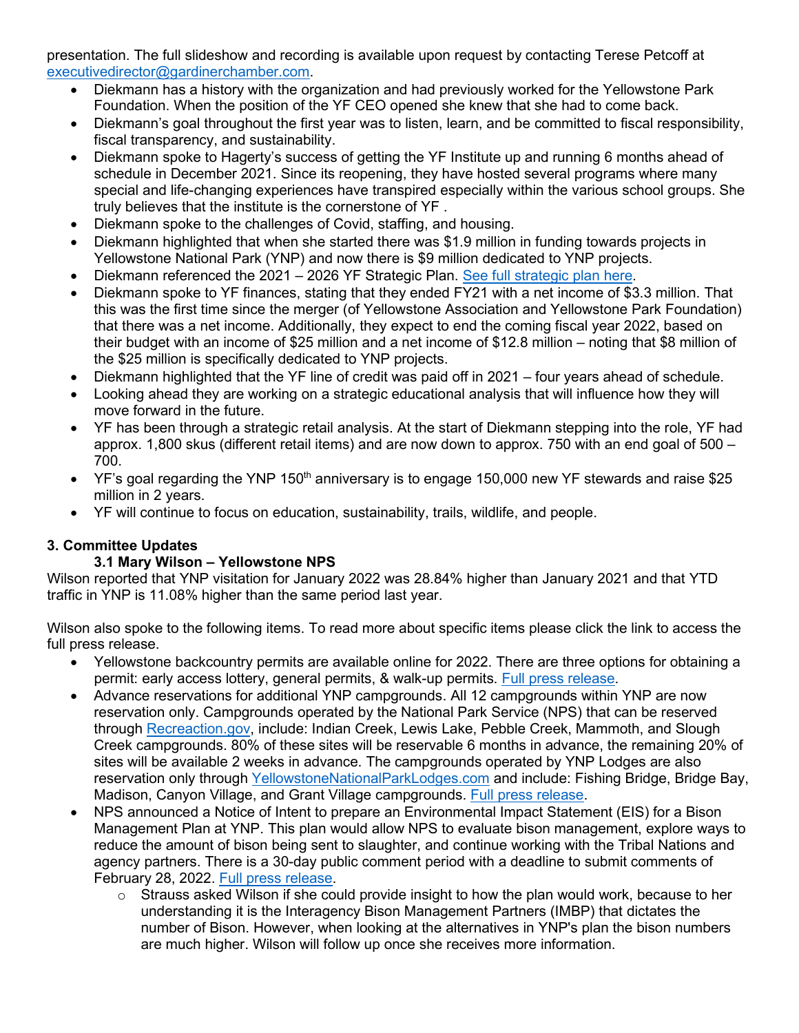presentation. The full slideshow and recording is available upon request by contacting Terese Petcoff at executivedirector@gardinerchamber.com.

- Diekmann has a history with the organization and had previously worked for the Yellowstone Park Foundation. When the position of the YF CEO opened she knew that she had to come back.
- Diekmann's goal throughout the first year was to listen, learn, and be committed to fiscal responsibility, fiscal transparency, and sustainability.
- Diekmann spoke to Hagerty's success of getting the YF Institute up and running 6 months ahead of schedule in December 2021. Since its reopening, they have hosted several programs where many special and life-changing experiences have transpired especially within the various school groups. She truly believes that the institute is the cornerstone of YF .
- Diekmann spoke to the challenges of Covid, staffing, and housing.
- Diekmann highlighted that when she started there was $1.9 million in funding towards projects in Yellowstone National Park (YNP) and now there is $9 million dedicated to YNP projects.
- Diekmann referenced the 2021 – 2026 YF Strategic Plan. See full strategic plan here.
- Diekmann spoke to YF finances, stating that they ended FY21 with a net income of $3.3 million. That this was the first time since the merger (of Yellowstone Association and Yellowstone Park Foundation) that there was a net income. Additionally, they expect to end the coming fiscal year 2022, based on their budget with an income of $25 million and a net income of $12.8 million – noting that $8 million of the $25 million is specifically dedicated to YNP projects.
- Diekmann highlighted that the YF line of credit was paid off in 2021 – four years ahead of schedule.
- Looking ahead they are working on a strategic educational analysis that will influence how they will move forward in the future.
- YF has been through a strategic retail analysis. At the start of Diekmann stepping into the role, YF had approx. 1,800 skus (different retail items) and are now down to approx. 750 with an end goal of 500 – 700.
- YF's goal regarding the YNP 150th anniversary is to engage 150,000 new YF stewards and raise $25 million in 2 years.
- YF will continue to focus on education, sustainability, trails, wildlife, and people.

**3. Committee Updates**

**3.1 Mary Wilson – Yellowstone NPS**

Wilson reported that YNP visitation for January 2022 was 28.84% higher than January 2021 and that YTD traffic in YNP is 11.08% higher than the same period last year.

Wilson also spoke to the following items. To read more about specific items please click the link to access the full press release.

- Yellowstone backcountry permits are available online for 2022. There are three options for obtaining a permit: early access lottery, general permits, & walk-up permits. Full press release.
- Advance reservations for additional YNP campgrounds. All 12 campgrounds within YNP are now reservation only. Campgrounds operated by the National Park Service (NPS) that can be reserved through Recreaction.gov, include: Indian Creek, Lewis Lake, Pebble Creek, Mammoth, and Slough Creek campgrounds. 80% of these sites will be reservable 6 months in advance, the remaining 20% of sites will be available 2 weeks in advance. The campgrounds operated by YNP Lodges are also reservation only through YellowstoneNationalParkLodges.com and include: Fishing Bridge, Bridge Bay, Madison, Canyon Village, and Grant Village campgrounds. Full press release.
- NPS announced a Notice of Intent to prepare an Environmental Impact Statement (EIS) for a Bison Management Plan at YNP. This plan would allow NPS to evaluate bison management, explore ways to reduce the amount of bison being sent to slaughter, and continue working with the Tribal Nations and agency partners. There is a 30-day public comment period with a deadline to submit comments of February 28, 2022. Full press release.
  - Strauss asked Wilson if she could provide insight to how the plan would work, because to her understanding it is the Interagency Bison Management Partners (IMBP) that dictates the number of Bison. However, when looking at the alternatives in YNP's plan the bison numbers are much higher. Wilson will follow up once she receives more information.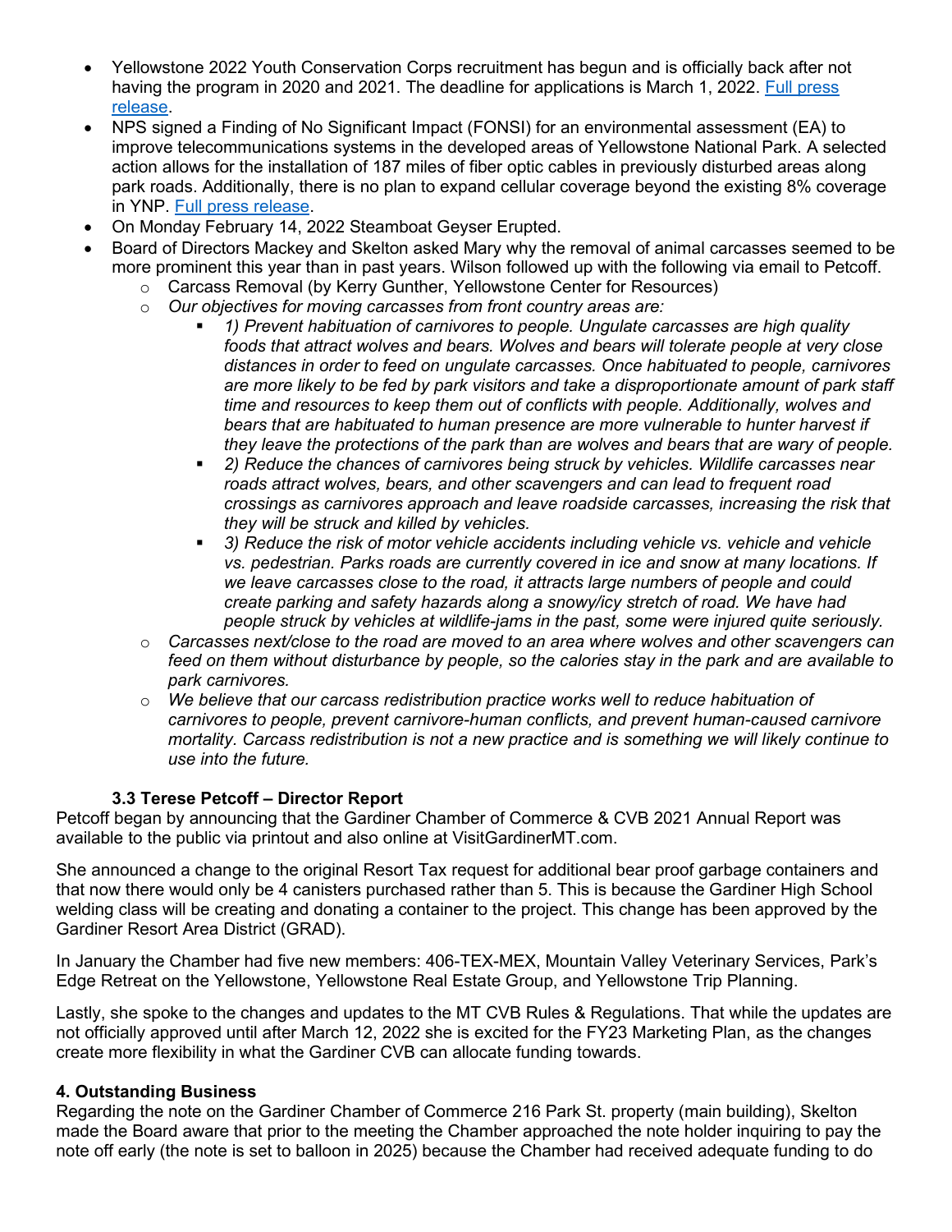- Yellowstone 2022 Youth Conservation Corps recruitment has begun and is officially back after not having the program in 2020 and 2021. The deadline for applications is March 1, 2022. Full press release.
- NPS signed a Finding of No Significant Impact (FONSI) for an environmental assessment (EA) to improve telecommunications systems in the developed areas of Yellowstone National Park. A selected action allows for the installation of 187 miles of fiber optic cables in previously disturbed areas along park roads. Additionally, there is no plan to expand cellular coverage beyond the existing 8% coverage in YNP. Full press release.
- On Monday February 14, 2022 Steamboat Geyser Erupted.
- Board of Directors Mackey and Skelton asked Mary why the removal of animal carcasses seemed to be more prominent this year than in past years. Wilson followed up with the following via email to Petcoff.
  - Carcass Removal (by Kerry Gunther, Yellowstone Center for Resources)
  - *Our objectives for moving carcasses from front country areas are:*
    - *1) Prevent habituation of carnivores to people. Ungulate carcasses are high quality foods that attract wolves and bears. Wolves and bears will tolerate people at very close distances in order to feed on ungulate carcasses. Once habituated to people, carnivores are more likely to be fed by park visitors and take a disproportionate amount of park staff time and resources to keep them out of conflicts with people. Additionally, wolves and bears that are habituated to human presence are more vulnerable to hunter harvest if they leave the protections of the park than are wolves and bears that are wary of people.*
    - *2) Reduce the chances of carnivores being struck by vehicles. Wildlife carcasses near roads attract wolves, bears, and other scavengers and can lead to frequent road crossings as carnivores approach and leave roadside carcasses, increasing the risk that they will be struck and killed by vehicles.*
    - *3) Reduce the risk of motor vehicle accidents including vehicle vs. vehicle and vehicle vs. pedestrian. Parks roads are currently covered in ice and snow at many locations. If we leave carcasses close to the road, it attracts large numbers of people and could create parking and safety hazards along a snowy/icy stretch of road. We have had people struck by vehicles at wildlife-jams in the past, some were injured quite seriously.*
  - *Carcasses next/close to the road are moved to an area where wolves and other scavengers can feed on them without disturbance by people, so the calories stay in the park and are available to park carnivores.*
  - *We believe that our carcass redistribution practice works well to reduce habituation of carnivores to people, prevent carnivore-human conflicts, and prevent human-caused carnivore mortality. Carcass redistribution is not a new practice and is something we will likely continue to use into the future.*

### 3.3 Terese Petcoff – Director Report

Petcoff began by announcing that the Gardiner Chamber of Commerce & CVB 2021 Annual Report was available to the public via printout and also online at VisitGardinerMT.com.

She announced a change to the original Resort Tax request for additional bear proof garbage containers and that now there would only be 4 canisters purchased rather than 5. This is because the Gardiner High School welding class will be creating and donating a container to the project. This change has been approved by the Gardiner Resort Area District (GRAD).

In January the Chamber had five new members: 406-TEX-MEX, Mountain Valley Veterinary Services, Park's Edge Retreat on the Yellowstone, Yellowstone Real Estate Group, and Yellowstone Trip Planning.

Lastly, she spoke to the changes and updates to the MT CVB Rules & Regulations. That while the updates are not officially approved until after March 12, 2022 she is excited for the FY23 Marketing Plan, as the changes create more flexibility in what the Gardiner CVB can allocate funding towards.

## 4. Outstanding Business

Regarding the note on the Gardiner Chamber of Commerce 216 Park St. property (main building), Skelton made the Board aware that prior to the meeting the Chamber approached the note holder inquiring to pay the note off early (the note is set to balloon in 2025) because the Chamber had received adequate funding to do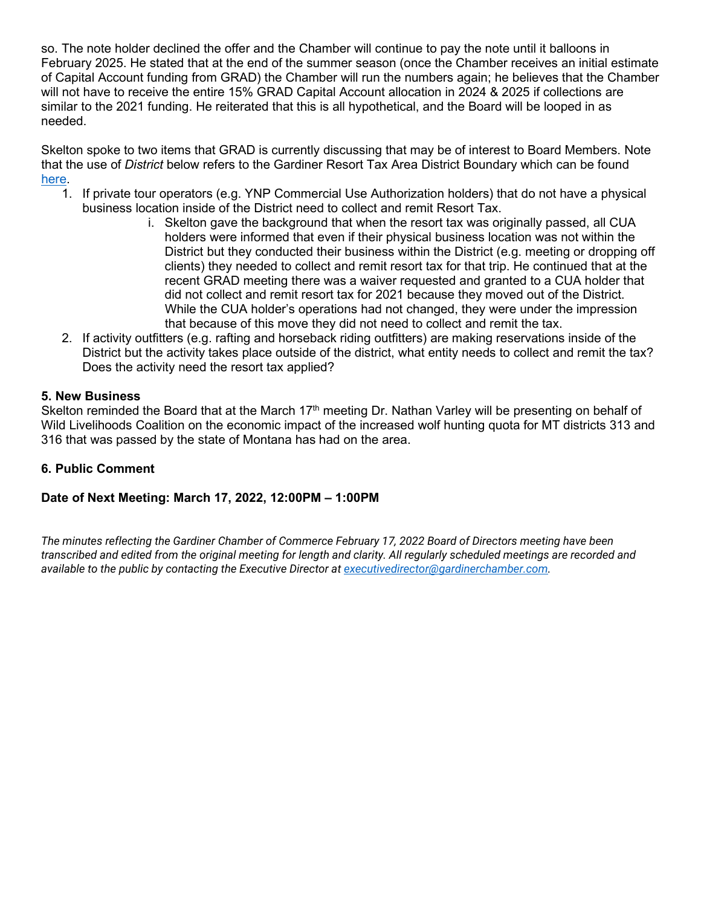so. The note holder declined the offer and the Chamber will continue to pay the note until it balloons in February 2025. He stated that at the end of the summer season (once the Chamber receives an initial estimate of Capital Account funding from GRAD) the Chamber will run the numbers again; he believes that the Chamber will not have to receive the entire 15% GRAD Capital Account allocation in 2024 & 2025 if collections are similar to the 2021 funding. He reiterated that this is all hypothetical, and the Board will be looped in as needed.

Skelton spoke to two items that GRAD is currently discussing that may be of interest to Board Members. Note that the use of *District* below refers to the Gardiner Resort Tax Area District Boundary which can be found [here](#).

1. If private tour operators (e.g. YNP Commercial Use Authorization holders) that do not have a physical business location inside of the District need to collect and remit Resort Tax.
   i. Skelton gave the background that when the resort tax was originally passed, all CUA holders were informed that even if their physical business location was not within the District but they conducted their business within the District (e.g. meeting or dropping off clients) they needed to collect and remit resort tax for that trip. He continued that at the recent GRAD meeting there was a waiver requested and granted to a CUA holder that did not collect and remit resort tax for 2021 because they moved out of the District. While the CUA holder's operations had not changed, they were under the impression that because of this move they did not need to collect and remit the tax.
2. If activity outfitters (e.g. rafting and horseback riding outfitters) are making reservations inside of the District but the activity takes place outside of the district, what entity needs to collect and remit the tax? Does the activity need the resort tax applied?

### 5. New Business

Skelton reminded the Board that at the March 17th meeting Dr. Nathan Varley will be presenting on behalf of Wild Livelihoods Coalition on the economic impact of the increased wolf hunting quota for MT districts 313 and 316 that was passed by the state of Montana has had on the area.

### 6. Public Comment

**Date of Next Meeting: March 17, 2022, 12:00PM – 1:00PM**

*The minutes reflecting the Gardiner Chamber of Commerce February 17, 2022 Board of Directors meeting have been transcribed and edited from the original meeting for length and clarity. All regularly scheduled meetings are recorded and available to the public by contacting the Executive Director at executivedirector@gardinerchamber.com.*